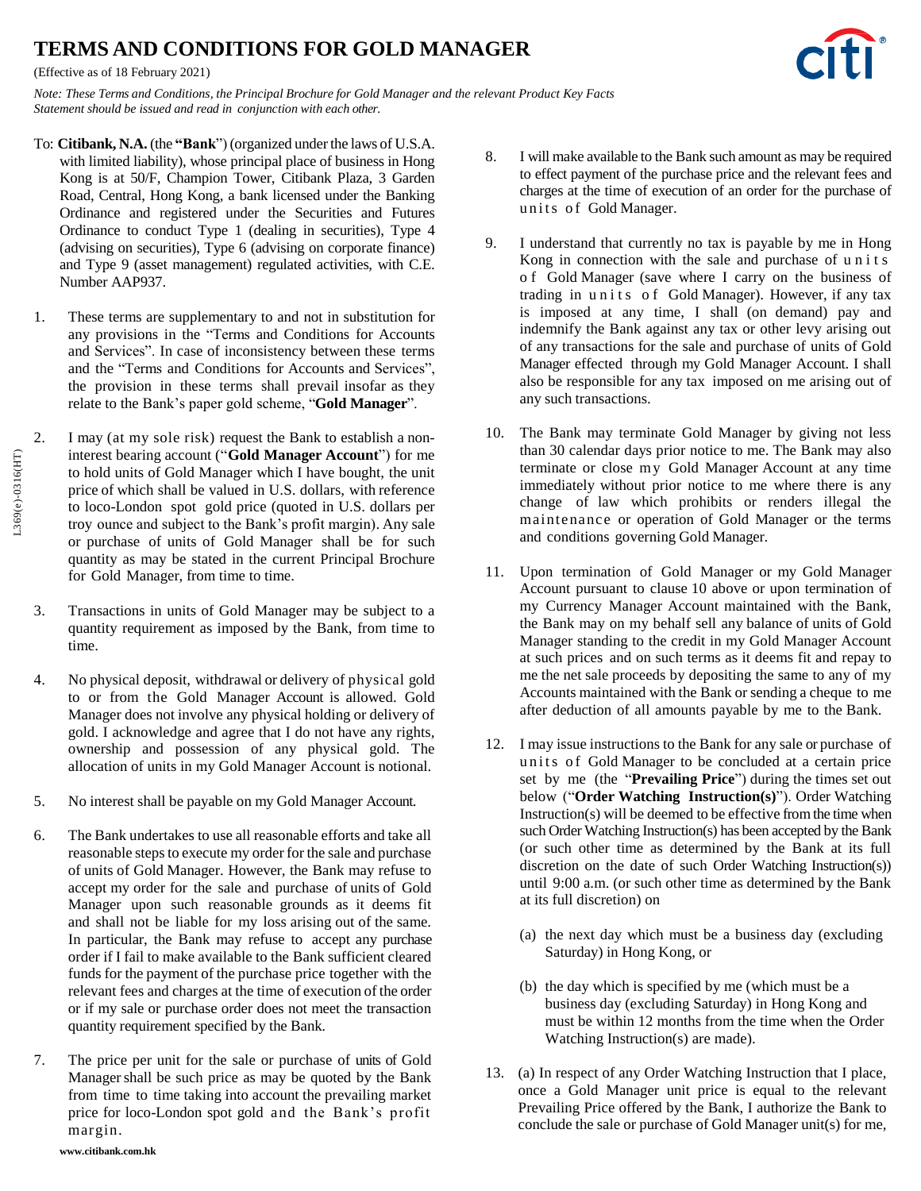# TERMS AND CONDITIONS FOR GOLD MANAGER

(Effective as of 18 February 2021)

*Note: These Terms and Conditions, the Principal Brochure for Gold Manager and the relevant Product Key Facts Statement should be issued and read in conjunction with each other.*

To: **Citibank, N.A.** (the "**Bank**") (organized under the laws of U.S.A. with limited liability), whose principal place of business in Hong Kong is at 50/F, Champion Tower, Citibank Plaza, 3 Garden Road, Central, Hong Kong, a bank licensed under the Banking Ordinance and registered under the Securities and Futures Ordinance to conduct Type 1 (dealing in securities), Type 4 (advising on securities), Type 6 (advising on corporate finance) and Type 9 (asset management) regulated activities, with C.E. Number AAP937.

1. These terms are supplementary to and not in substitution for any provisions in the "Terms and Conditions for Accounts and Services". In case of inconsistency between these terms and the "Terms and Conditions for Accounts and Services", the provision in these terms shall prevail insofar as they relate to the Bank's paper gold scheme, "**Gold Manager**".

2. I may (at my sole risk) request the Bank to establish a non-interest bearing account ("**Gold Manager Account**") for me to hold units of Gold Manager which I have bought, the unit price of which shall be valued in U.S. dollars, with reference to loco-London spot gold price (quoted in U.S. dollars per troy ounce and subject to the Bank's profit margin). Any sale or purchase of units of Gold Manager shall be for such quantity as may be stated in the current Principal Brochure for Gold Manager, from time to time.

3. Transactions in units of Gold Manager may be subject to a quantity requirement as imposed by the Bank, from time to time.

4. No physical deposit, withdrawal or delivery of physical gold to or from the Gold Manager Account is allowed. Gold Manager does not involve any physical holding or delivery of gold. I acknowledge and agree that I do not have any rights, ownership and possession of any physical gold. The allocation of units in my Gold Manager Account is notional.

5. No interest shall be payable on my Gold Manager Account.

6. The Bank undertakes to use all reasonable efforts and take all reasonable steps to execute my order for the sale and purchase of units of Gold Manager. However, the Bank may refuse to accept my order for the sale and purchase of units of Gold Manager upon such reasonable grounds as it deems fit and shall not be liable for my loss arising out of the same. In particular, the Bank may refuse to accept any purchase order if I fail to make available to the Bank sufficient cleared funds for the payment of the purchase price together with the relevant fees and charges at the time of execution of the order or if my sale or purchase order does not meet the transaction quantity requirement specified by the Bank.

7. The price per unit for the sale or purchase of units of Gold Manager shall be such price as may be quoted by the Bank from time to time taking into account the prevailing market price for loco-London spot gold and the Bank's profit margin.

8. I will make available to the Bank such amount as may be required to effect payment of the purchase price and the relevant fees and charges at the time of execution of an order for the purchase of units of Gold Manager.

9. I understand that currently no tax is payable by me in Hong Kong in connection with the sale and purchase of units of Gold Manager (save where I carry on the business of trading in units of Gold Manager). However, if any tax is imposed at any time, I shall (on demand) pay and indemnify the Bank against any tax or other levy arising out of any transactions for the sale and purchase of units of Gold Manager effected through my Gold Manager Account. I shall also be responsible for any tax imposed on me arising out of any such transactions.

10. The Bank may terminate Gold Manager by giving not less than 30 calendar days prior notice to me. The Bank may also terminate or close my Gold Manager Account at any time immediately without prior notice to me where there is any change of law which prohibits or renders illegal the maintenance or operation of Gold Manager or the terms and conditions governing Gold Manager.

11. Upon termination of Gold Manager or my Gold Manager Account pursuant to clause 10 above or upon termination of my Currency Manager Account maintained with the Bank, the Bank may on my behalf sell any balance of units of Gold Manager standing to the credit in my Gold Manager Account at such prices and on such terms as it deems fit and repay to me the net sale proceeds by depositing the same to any of my Accounts maintained with the Bank or sending a cheque to me after deduction of all amounts payable by me to the Bank.

12. I may issue instructions to the Bank for any sale or purchase of units of Gold Manager to be concluded at a certain price set by me (the "**Prevailing Price**") during the times set out below ("**Order Watching Instruction(s)**"). Order Watching Instruction(s) will be deemed to be effective from the time when such Order Watching Instruction(s) has been accepted by the Bank (or such other time as determined by the Bank at its full discretion on the date of such Order Watching Instruction(s)) until 9:00 a.m. (or such other time as determined by the Bank at its full discretion) on

    (a) the next day which must be a business day (excluding Saturday) in Hong Kong, or

    (b) the day which is specified by me (which must be a business day (excluding Saturday) in Hong Kong and must be within 12 months from the time when the Order Watching Instruction(s) are made).

13. (a) In respect of any Order Watching Instruction that I place, once a Gold Manager unit price is equal to the relevant Prevailing Price offered by the Bank, I authorize the Bank to conclude the sale or purchase of Gold Manager unit(s) for me,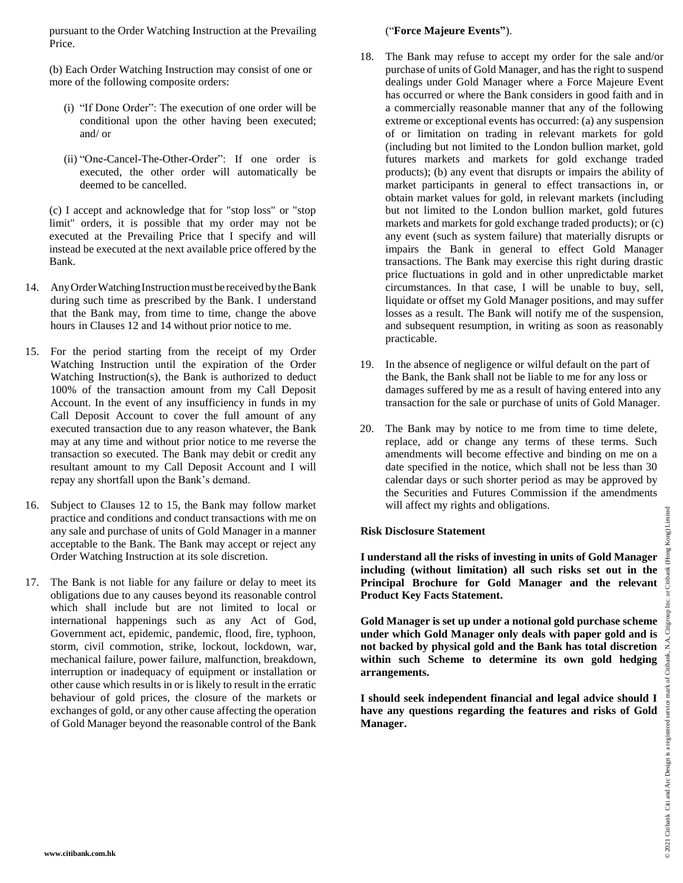pursuant to the Order Watching Instruction at the Prevailing Price.

(b) Each Order Watching Instruction may consist of one or more of the following composite orders:

(i) "If Done Order": The execution of one order will be conditional upon the other having been executed; and/ or

(ii) "One-Cancel-The-Other-Order": If one order is executed, the other order will automatically be deemed to be cancelled.

(c) I accept and acknowledge that for "stop loss" or "stop limit" orders, it is possible that my order may not be executed at the Prevailing Price that I specify and will instead be executed at the next available price offered by the Bank.

14. Any Order Watching Instruction must be received by the Bank during such time as prescribed by the Bank. I understand that the Bank may, from time to time, change the above hours in Clauses 12 and 14 without prior notice to me.

15. For the period starting from the receipt of my Order Watching Instruction until the expiration of the Order Watching Instruction(s), the Bank is authorized to deduct 100% of the transaction amount from my Call Deposit Account. In the event of any insufficiency in funds in my Call Deposit Account to cover the full amount of any executed transaction due to any reason whatever, the Bank may at any time and without prior notice to me reverse the transaction so executed. The Bank may debit or credit any resultant amount to my Call Deposit Account and I will repay any shortfall upon the Bank's demand.

16. Subject to Clauses 12 to 15, the Bank may follow market practice and conditions and conduct transactions with me on any sale and purchase of units of Gold Manager in a manner acceptable to the Bank. The Bank may accept or reject any Order Watching Instruction at its sole discretion.

17. The Bank is not liable for any failure or delay to meet its obligations due to any causes beyond its reasonable control which shall include but are not limited to local or international happenings such as any Act of God, Government act, epidemic, pandemic, flood, fire, typhoon, storm, civil commotion, strike, lockout, lockdown, war, mechanical failure, power failure, malfunction, breakdown, interruption or inadequacy of equipment or installation or other cause which results in or is likely to result in the erratic behaviour of gold prices, the closure of the markets or exchanges of gold, or any other cause affecting the operation of Gold Manager beyond the reasonable control of the Bank ("**Force Majeure Events"**).

18. The Bank may refuse to accept my order for the sale and/or purchase of units of Gold Manager, and has the right to suspend dealings under Gold Manager where a Force Majeure Event has occurred or where the Bank considers in good faith and in a commercially reasonable manner that any of the following extreme or exceptional events has occurred: (a) any suspension of or limitation on trading in relevant markets for gold (including but not limited to the London bullion market, gold futures markets and markets for gold exchange traded products); (b) any event that disrupts or impairs the ability of market participants in general to effect transactions in, or obtain market values for gold, in relevant markets (including but not limited to the London bullion market, gold futures markets and markets for gold exchange traded products); or (c) any event (such as system failure) that materially disrupts or impairs the Bank in general to effect Gold Manager transactions. The Bank may exercise this right during drastic price fluctuations in gold and in other unpredictable market circumstances. In that case, I will be unable to buy, sell, liquidate or offset my Gold Manager positions, and may suffer losses as a result. The Bank will notify me of the suspension, and subsequent resumption, in writing as soon as reasonably practicable.

19. In the absence of negligence or wilful default on the part of the Bank, the Bank shall not be liable to me for any loss or damages suffered by me as a result of having entered into any transaction for the sale or purchase of units of Gold Manager.

20. The Bank may by notice to me from time to time delete, replace, add or change any terms of these terms. Such amendments will become effective and binding on me on a date specified in the notice, which shall not be less than 30 calendar days or such shorter period as may be approved by the Securities and Futures Commission if the amendments will affect my rights and obligations.

**Risk Disclosure Statement**

**I understand all the risks of investing in units of Gold Manager including (without limitation) all such risks set out in the Principal Brochure for Gold Manager and the relevant Product Key Facts Statement.**

**Gold Manager is set up under a notional gold purchase scheme under which Gold Manager only deals with paper gold and is not backed by physical gold and the Bank has total discretion within such Scheme to determine its own gold hedging arrangements.**

**I should seek independent financial and legal advice should I have any questions regarding the features and risks of Gold Manager.**

© 2021 Citibank. Citi and Arc Design is a registered service mark of Citibank, N.A, Citigroup Inc. or Citibank (Hong Kong) Limited